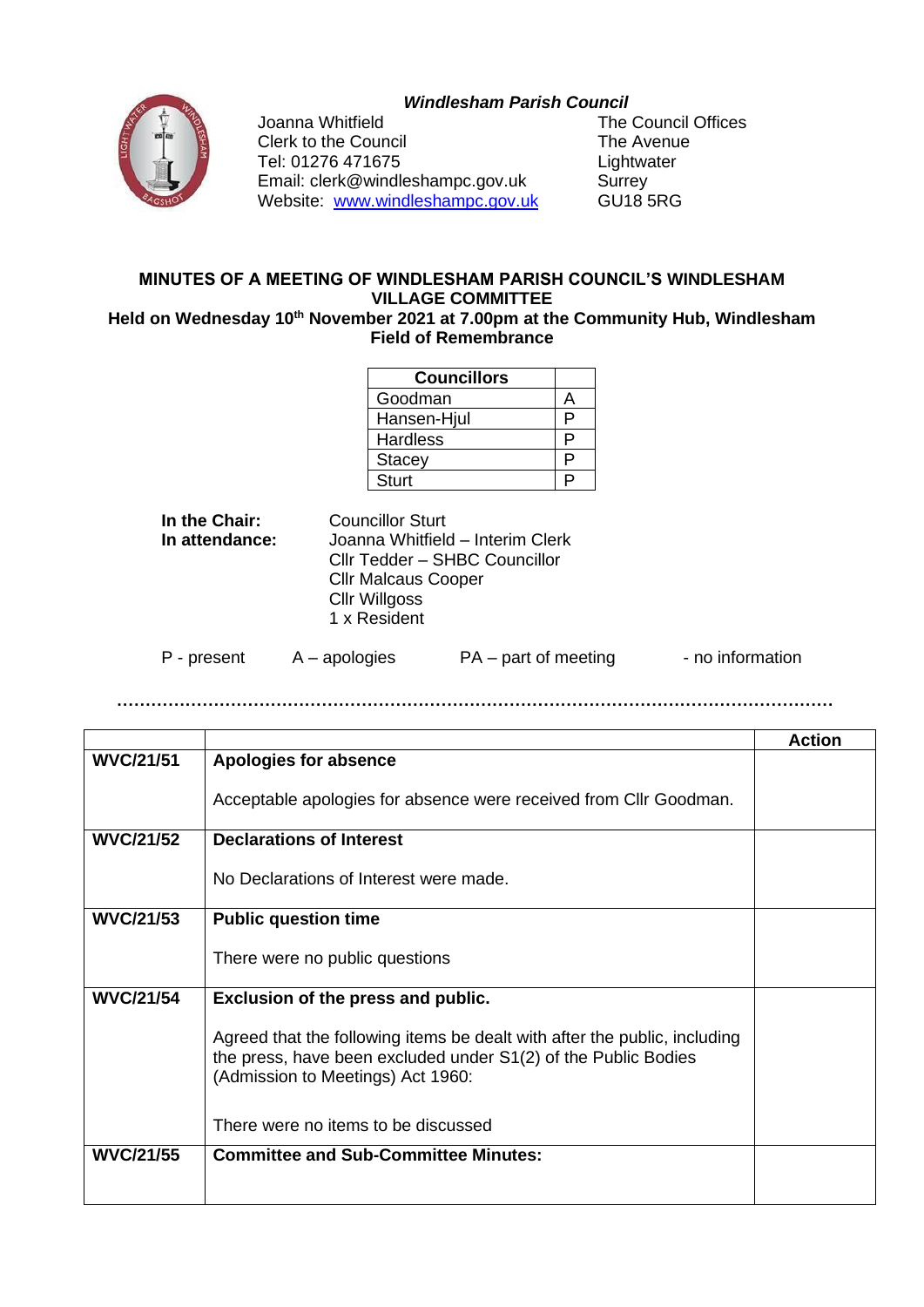*Windlesham Parish Council*

Joanna Whitfield
Clerk to the Council
Tel: 01276 471675
Email: clerk@windleshampc.gov.uk
Website: [www.windleshampc.gov.uk](http://www.windleshampc.gov.uk)

The Council Offices
The Avenue
Lightwater
Surrey
GU18 5RG

**MINUTES OF A MEETING OF WINDLESHAM PARISH COUNCIL'S WINDLESHAM VILLAGE COMMITTEE**

**Held on Wednesday 10th November 2021 at 7.00pm at the Community Hub, Windlesham Field of Remembrance**

| Councillors | |
|---|---|
| Goodman | A |
| Hansen-Hjul | P |
| Hardless | P |
| Stacey | P |
| Sturt | P |

**In the Chair:** Councillor Sturt

**In attendance:** Joanna Whitfield – Interim Clerk
Cllr Tedder – SHBC Councillor
Cllr Malcaus Cooper
Cllr Willgoss
1 x Resident

P - present    A – apologies    PA – part of meeting    - no information

| | | Action |
|---|---|---|
| WVC/21/51 | **Apologies for absence**<br><br>Acceptable apologies for absence were received from Cllr Goodman. | |
| WVC/21/52 | **Declarations of Interest**<br><br>No Declarations of Interest were made. | |
| WVC/21/53 | **Public question time**<br><br>There were no public questions | |
| WVC/21/54 | **Exclusion of the press and public.**<br><br>Agreed that the following items be dealt with after the public, including the press, have been excluded under S1(2) of the Public Bodies (Admission to Meetings) Act 1960:<br><br>There were no items to be discussed | |
| WVC/21/55 | **Committee and Sub-Committee Minutes:** | |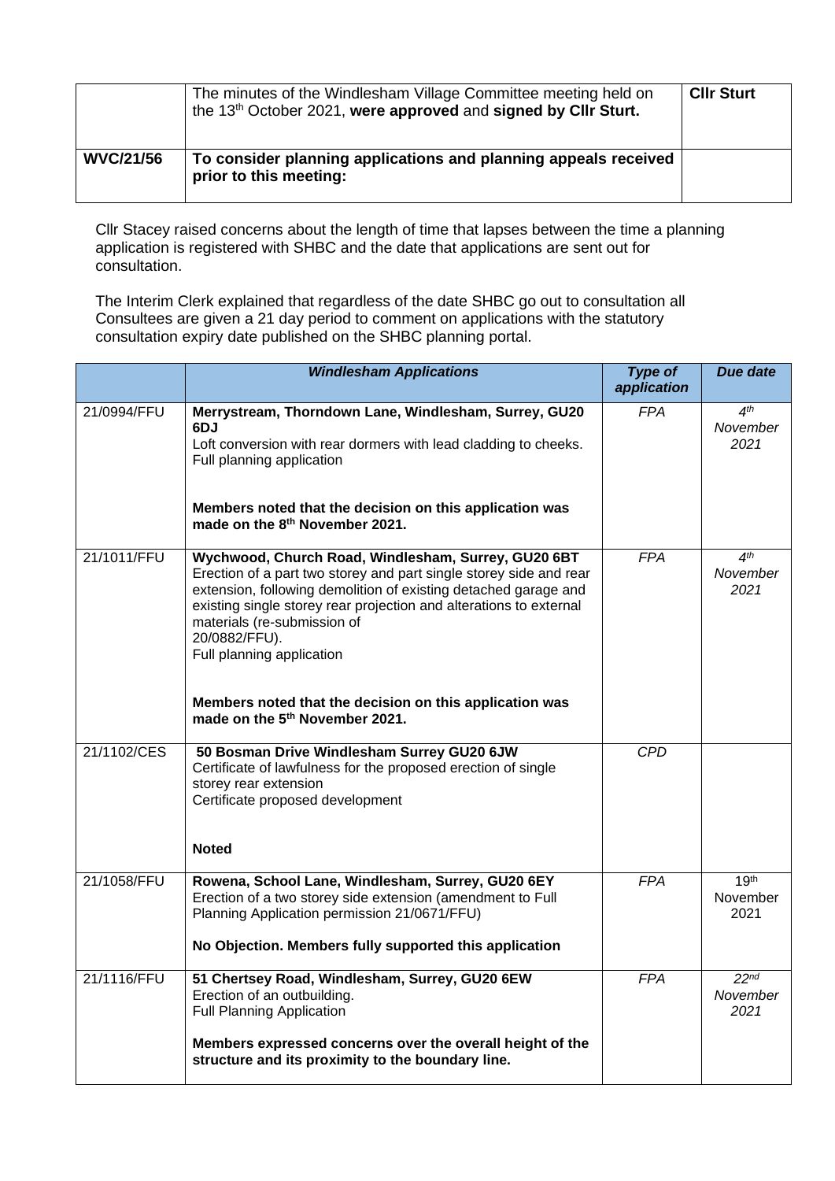| | | |
|---|---|---|
| | The minutes of the Windlesham Village Committee meeting held on the 13th October 2021, **were approved** and **signed by Cllr Sturt.** | **Cllr Sturt** |
| **WVC/21/56** | **To consider planning applications and planning appeals received prior to this meeting:** | |

Cllr Stacey raised concerns about the length of time that lapses between the time a planning application is registered with SHBC and the date that applications are sent out for consultation.

The Interim Clerk explained that regardless of the date SHBC go out to consultation all Consultees are given a 21 day period to comment on applications with the statutory consultation expiry date published on the SHBC planning portal.

| | ***Windlesham Applications*** | ***Type of application*** | ***Due date*** |
|---|---|---|---|
| 21/0994/FFU | **Merrystream, Thorndown Lane, Windlesham, Surrey, GU20 6DJ**<br>Loft conversion with rear dormers with lead cladding to cheeks.<br>Full planning application<br><br>**Members noted that the decision on this application was made on the 8th November 2021.** | *FPA* | *4th November 2021* |
| 21/1011/FFU | **Wychwood, Church Road, Windlesham, Surrey, GU20 6BT**<br>Erection of a part two storey and part single storey side and rear extension, following demolition of existing detached garage and existing single storey rear projection and alterations to external materials (re-submission of 20/0882/FFU).<br>Full planning application<br><br>**Members noted that the decision on this application was made on the 5th November 2021.** | *FPA* | *4th November 2021* |
| 21/1102/CES | **50 Bosman Drive Windlesham Surrey GU20 6JW**<br>Certificate of lawfulness for the proposed erection of single storey rear extension<br>Certificate proposed development<br><br>**Noted** | *CPD* | |
| 21/1058/FFU | **Rowena, School Lane, Windlesham, Surrey, GU20 6EY**<br>Erection of a two storey side extension (amendment to Full Planning Application permission 21/0671/FFU)<br><br>**No Objection. Members fully supported this application** | *FPA* | 19th November 2021 |
| 21/1116/FFU | **51 Chertsey Road, Windlesham, Surrey, GU20 6EW**<br>Erection of an outbuilding.<br>Full Planning Application<br><br>**Members expressed concerns over the overall height of the structure and its proximity to the boundary line.** | *FPA* | *22nd November 2021* |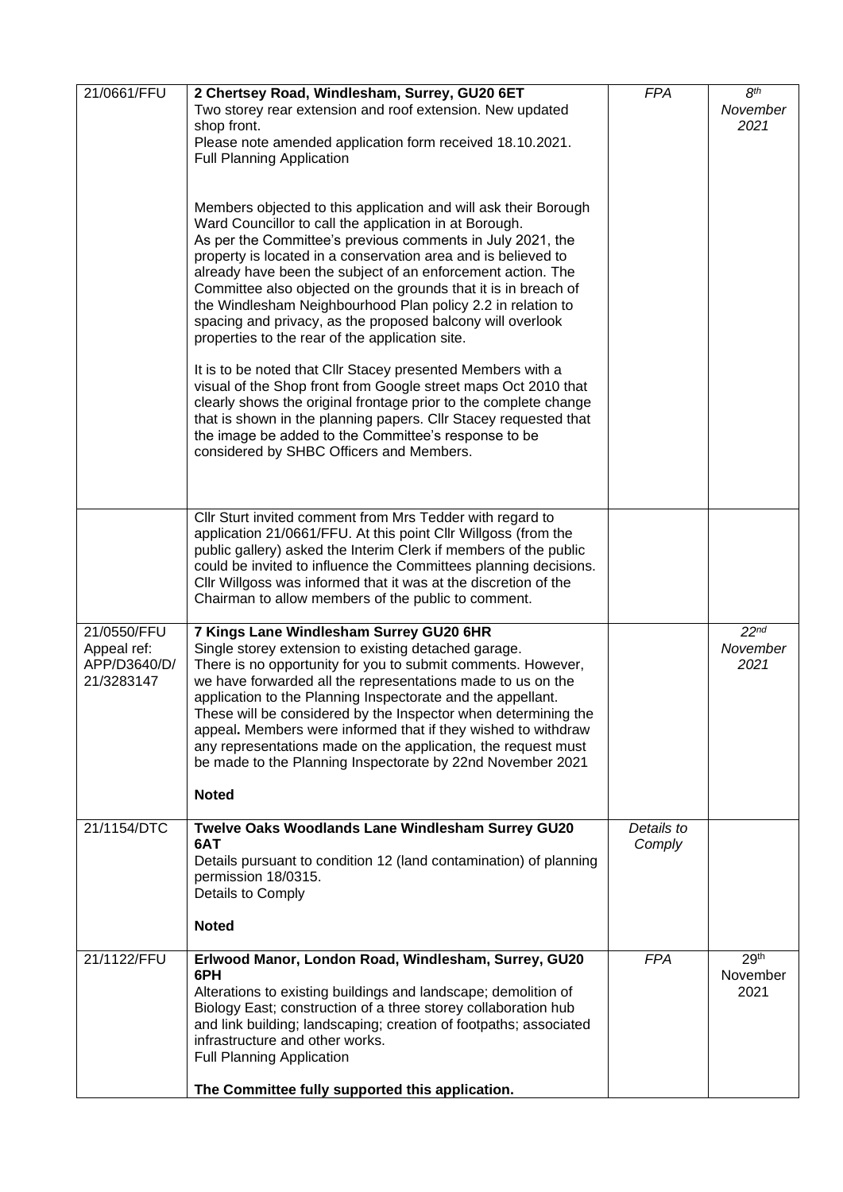| | | | |
|---|---|---|---|
| 21/0661/FFU | **2 Chertsey Road, Windlesham, Surrey, GU20 6ET**<br>Two storey rear extension and roof extension. New updated shop front.<br>Please note amended application form received 18.10.2021.<br>Full Planning Application<br><br>Members objected to this application and will ask their Borough Ward Councillor to call the application in at Borough.<br>As per the Committee's previous comments in July 2021, the property is located in a conservation area and is believed to already have been the subject of an enforcement action. The Committee also objected on the grounds that it is in breach of the Windlesham Neighbourhood Plan policy 2.2 in relation to spacing and privacy, as the proposed balcony will overlook properties to the rear of the application site.<br><br>It is to be noted that Cllr Stacey presented Members with a visual of the Shop front from Google street maps Oct 2010 that clearly shows the original frontage prior to the complete change that is shown in the planning papers. Cllr Stacey requested that the image be added to the Committee's response to be considered by SHBC Officers and Members. | *FPA* | *8th November 2021* |
| | Cllr Sturt invited comment from Mrs Tedder with regard to application 21/0661/FFU. At this point Cllr Willgoss (from the public gallery) asked the Interim Clerk if members of the public could be invited to influence the Committees planning decisions. Cllr Willgoss was informed that it was at the discretion of the Chairman to allow members of the public to comment. | | |
| 21/0550/FFU<br>Appeal ref: APP/D3640/D/21/3283147 | **7 Kings Lane Windlesham Surrey GU20 6HR**<br>Single storey extension to existing detached garage.<br>There is no opportunity for you to submit comments. However, we have forwarded all the representations made to us on the application to the Planning Inspectorate and the appellant. These will be considered by the Inspector when determining the appeal**.** Members were informed that if they wished to withdraw any representations made on the application, the request must be made to the Planning Inspectorate by 22nd November 2021<br><br>**Noted** | | *22nd November 2021* |
| 21/1154/DTC | **Twelve Oaks Woodlands Lane Windlesham Surrey GU20 6AT**<br>Details pursuant to condition 12 (land contamination) of planning permission 18/0315.<br>Details to Comply<br><br>**Noted** | *Details to Comply* | |
| 21/1122/FFU | **Erlwood Manor, London Road, Windlesham, Surrey, GU20 6PH**<br>Alterations to existing buildings and landscape; demolition of Biology East; construction of a three storey collaboration hub and link building; landscaping; creation of footpaths; associated infrastructure and other works.<br>Full Planning Application<br><br>**The Committee fully supported this application.** | *FPA* | 29th November 2021 |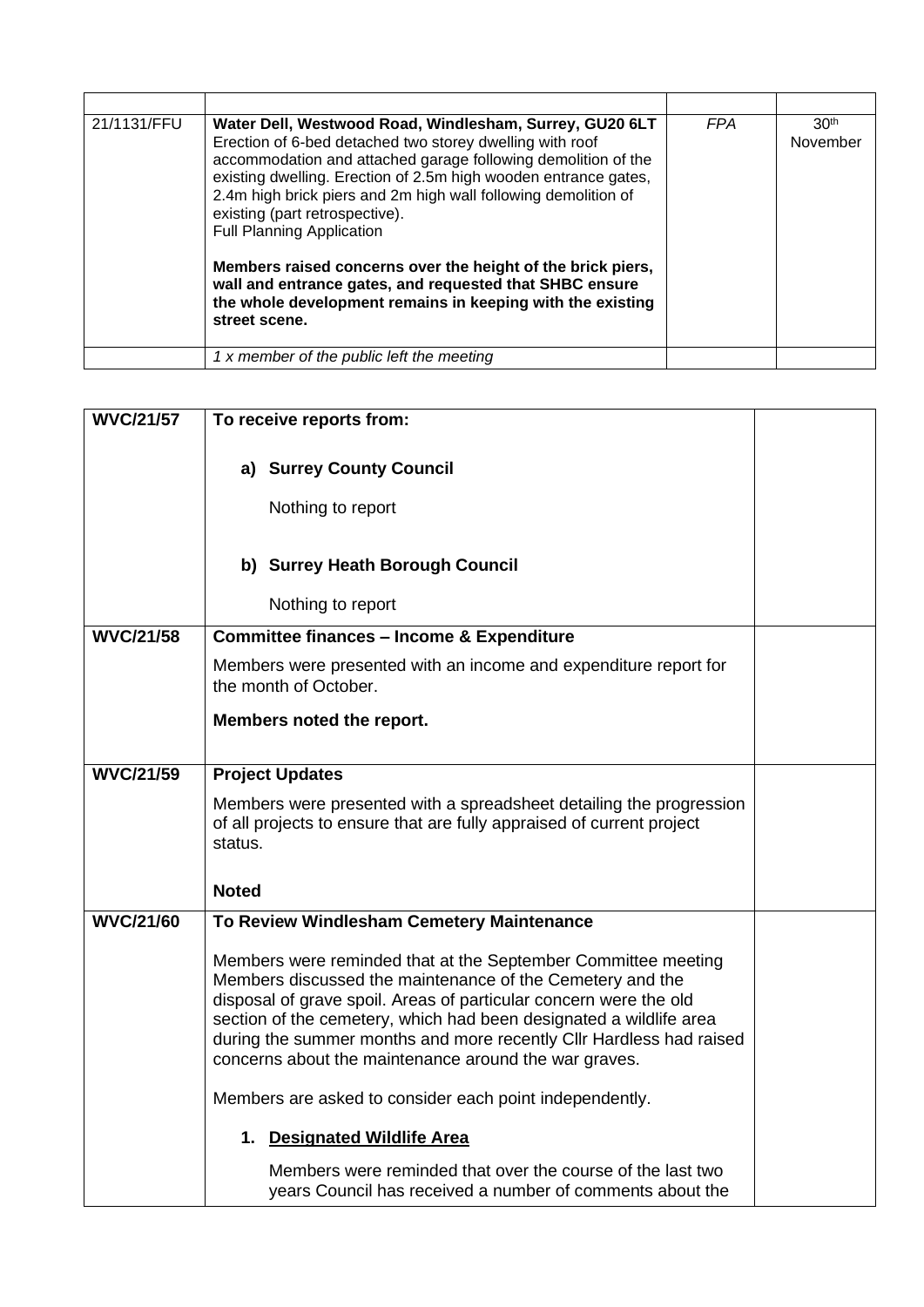| | | | |
|---|---|---|---|
| 21/1131/FFU | **Water Dell, Westwood Road, Windlesham, Surrey, GU20 6LT** Erection of 6-bed detached two storey dwelling with roof accommodation and attached garage following demolition of the existing dwelling. Erection of 2.5m high wooden entrance gates, 2.4m high brick piers and 2m high wall following demolition of existing (part retrospective). Full Planning Application<br><br>**Members raised concerns over the height of the brick piers, wall and entrance gates, and requested that SHBC ensure the whole development remains in keeping with the existing street scene.** | *FPA* | 30th November |
| | *1 x member of the public left the meeting* | | |

| | | |
|---|---|---|
| **WVC/21/57** | **To receive reports from:**<br><br>**a) Surrey County Council**<br><br>Nothing to report<br><br>**b) Surrey Heath Borough Council**<br><br>Nothing to report | |
| **WVC/21/58** | **Committee finances – Income & Expenditure**<br><br>Members were presented with an income and expenditure report for the month of October.<br><br>**Members noted the report.** | |
| **WVC/21/59** | **Project Updates**<br><br>Members were presented with a spreadsheet detailing the progression of all projects to ensure that are fully appraised of current project status.<br><br>**Noted** | |
| **WVC/21/60** | **To Review Windlesham Cemetery Maintenance**<br><br>Members were reminded that at the September Committee meeting Members discussed the maintenance of the Cemetery and the disposal of grave spoil. Areas of particular concern were the old section of the cemetery, which had been designated a wildlife area during the summer months and more recently Cllr Hardless had raised concerns about the maintenance around the war graves.<br><br>Members are asked to consider each point independently.<br><br>**1. Designated Wildlife Area**<br><br>Members were reminded that over the course of the last two years Council has received a number of comments about the | |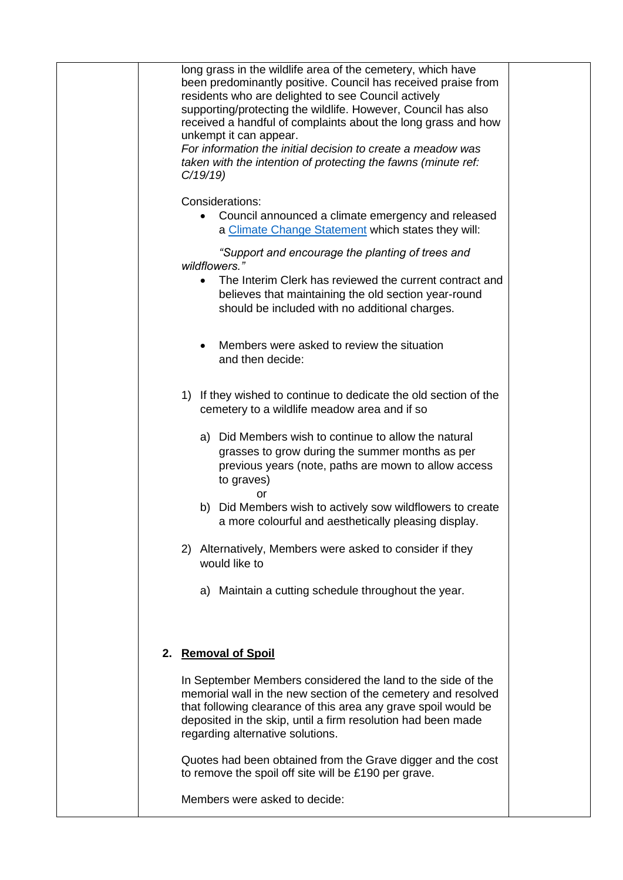long grass in the wildlife area of the cemetery, which have been predominantly positive. Council has received praise from residents who are delighted to see Council actively supporting/protecting the wildlife. However, Council has also received a handful of complaints about the long grass and how unkempt it can appear.
*For information the initial decision to create a meadow was taken with the intention of protecting the fawns (minute ref: C/19/19)*

Considerations:

- Council announced a climate emergency and released a [Climate Change Statement]() which states they will:

  *"Support and encourage the planting of trees and wildflowers."*

- The Interim Clerk has reviewed the current contract and believes that maintaining the old section year-round should be included with no additional charges.

- Members were asked to review the situation and then decide:

1) If they wished to continue to dedicate the old section of the cemetery to a wildlife meadow area and if so

   a) Did Members wish to continue to allow the natural grasses to grow during the summer months as per previous years (note, paths are mown to allow access to graves)

      or

   b) Did Members wish to actively sow wildflowers to create a more colourful and aesthetically pleasing display.

2) Alternatively, Members were asked to consider if they would like to

   a) Maintain a cutting schedule throughout the year.

## 2. Removal of Spoil

In September Members considered the land to the side of the memorial wall in the new section of the cemetery and resolved that following clearance of this area any grave spoil would be deposited in the skip, until a firm resolution had been made regarding alternative solutions.

Quotes had been obtained from the Grave digger and the cost to remove the spoil off site will be £190 per grave.

Members were asked to decide: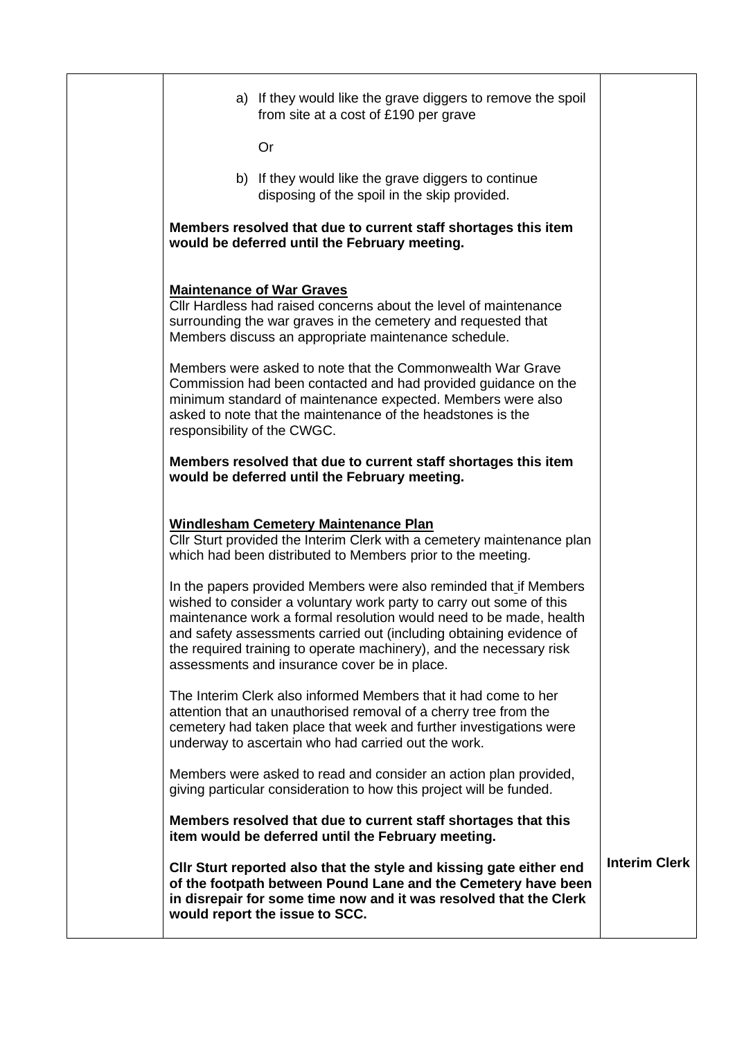| | | |
|---|---|---|
| | a) If they would like the grave diggers to remove the spoil from site at a cost of £190 per grave<br><br>Or<br><br>b) If they would like the grave diggers to continue disposing of the spoil in the skip provided.<br><br>**Members resolved that due to current staff shortages this item would be deferred until the February meeting.**<br><br>**<u>Maintenance of War Graves</u>**<br>Cllr Hardless had raised concerns about the level of maintenance surrounding the war graves in the cemetery and requested that Members discuss an appropriate maintenance schedule.<br><br>Members were asked to note that the Commonwealth War Grave Commission had been contacted and had provided guidance on the minimum standard of maintenance expected. Members were also asked to note that the maintenance of the headstones is the responsibility of the CWGC.<br><br>**Members resolved that due to current staff shortages this item would be deferred until the February meeting.**<br><br>**<u>Windlesham Cemetery Maintenance Plan</u>**<br>Cllr Sturt provided the Interim Clerk with a cemetery maintenance plan which had been distributed to Members prior to the meeting.<br><br>In the papers provided Members were also reminded that if Members wished to consider a voluntary work party to carry out some of this maintenance work a formal resolution would need to be made, health and safety assessments carried out (including obtaining evidence of the required training to operate machinery), and the necessary risk assessments and insurance cover be in place.<br><br>The Interim Clerk also informed Members that it had come to her attention that an unauthorised removal of a cherry tree from the cemetery had taken place that week and further investigations were underway to ascertain who had carried out the work.<br><br>Members were asked to read and consider an action plan provided, giving particular consideration to how this project will be funded.<br><br>**Members resolved that due to current staff shortages that this item would be deferred until the February meeting.**<br><br>**Cllr Sturt reported also that the style and kissing gate either end of the footpath between Pound Lane and the Cemetery have been in disrepair for some time now and it was resolved that the Clerk would report the issue to SCC.** | **Interim Clerk** |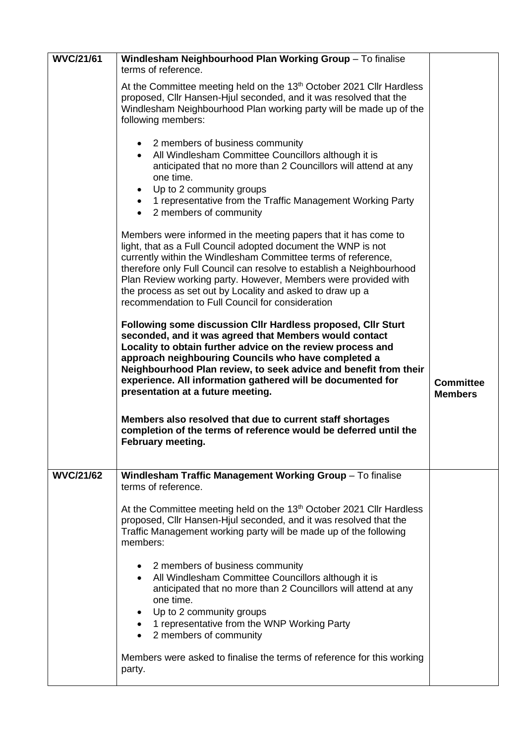| **WVC/21/61** | **Windlesham Neighbourhood Plan Working Group** – To finalise terms of reference.<br><br>At the Committee meeting held on the 13th October 2021 Cllr Hardless proposed, Cllr Hansen-Hjul seconded, and it was resolved that the Windlesham Neighbourhood Plan working party will be made up of the following members:<br><br>• 2 members of business community<br>• All Windlesham Committee Councillors although it is anticipated that no more than 2 Councillors will attend at any one time.<br>• Up to 2 community groups<br>• 1 representative from the Traffic Management Working Party<br>• 2 members of community<br><br>Members were informed in the meeting papers that it has come to light, that as a Full Council adopted document the WNP is not currently within the Windlesham Committee terms of reference, therefore only Full Council can resolve to establish a Neighbourhood Plan Review working party. However, Members were provided with the process as set out by Locality and asked to draw up a recommendation to Full Council for consideration<br><br>**Following some discussion Cllr Hardless proposed, Cllr Sturt seconded, and it was agreed that Members would contact Locality to obtain further advice on the review process and approach neighbouring Councils who have completed a Neighbourhood Plan review, to seek advice and benefit from their experience. All information gathered will be documented for presentation at a future meeting.**<br><br>**Members also resolved that due to current staff shortages completion of the terms of reference would be deferred until the February meeting.** | **Committee Members** |
|---|---|---|
| **WVC/21/62** | **Windlesham Traffic Management Working Group** – To finalise terms of reference.<br><br>At the Committee meeting held on the 13th October 2021 Cllr Hardless proposed, Cllr Hansen-Hjul seconded, and it was resolved that the Traffic Management working party will be made up of the following members:<br><br>• 2 members of business community<br>• All Windlesham Committee Councillors although it is anticipated that no more than 2 Councillors will attend at any one time.<br>• Up to 2 community groups<br>• 1 representative from the WNP Working Party<br>• 2 members of community<br><br>Members were asked to finalise the terms of reference for this working party. | |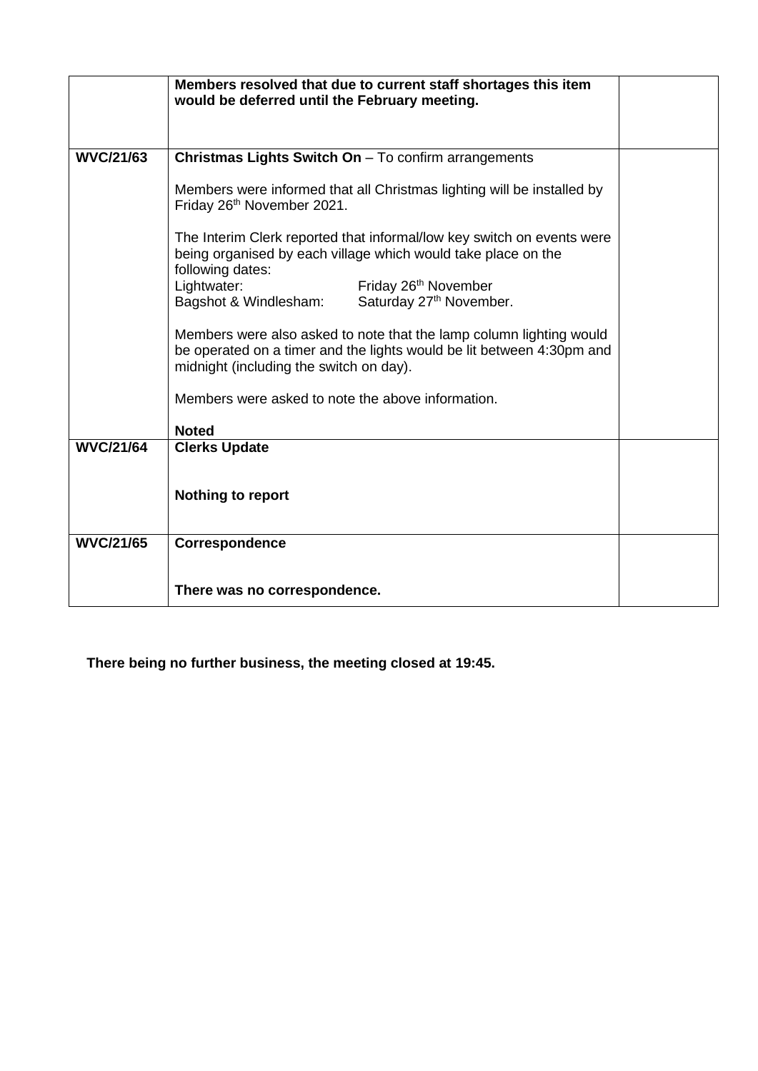| | | |
|---|---|---|
| | **Members resolved that due to current staff shortages this item would be deferred until the February meeting.** | |
| **WVC/21/63** | **Christmas Lights Switch On** – To confirm arrangements<br><br>Members were informed that all Christmas lighting will be installed by Friday 26th November 2021.<br><br>The Interim Clerk reported that informal/low key switch on events were being organised by each village which would take place on the following dates:<br>Lightwater: Friday 26th November<br>Bagshot & Windlesham: Saturday 27th November.<br><br>Members were also asked to note that the lamp column lighting would be operated on a timer and the lights would be lit between 4:30pm and midnight (including the switch on day).<br><br>Members were asked to note the above information.<br><br>**Noted** | |
| **WVC/21/64** | **Clerks Update**<br><br>**Nothing to report** | |
| **WVC/21/65** | **Correspondence**<br><br>**There was no correspondence.** | |

**There being no further business, the meeting closed at 19:45.**